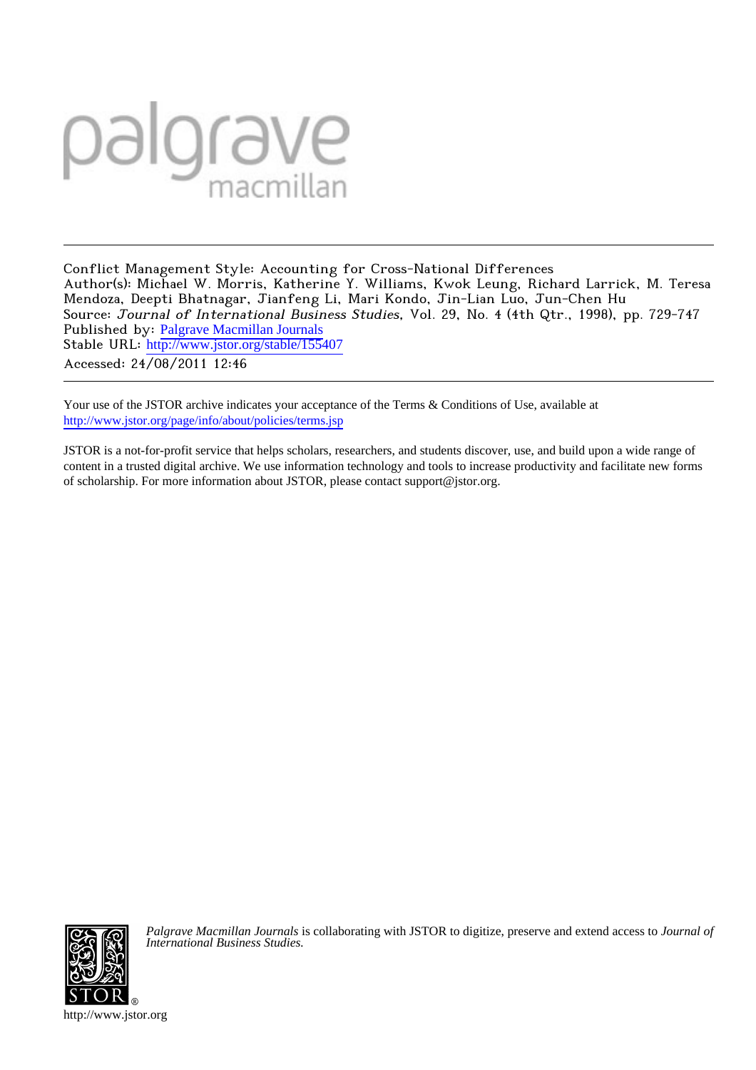palgrave
macmillan

---

Conflict Management Style: Accounting for Cross-National Differences
Author(s): Michael W. Morris, Katherine Y. Williams, Kwok Leung, Richard Larrick, M. Teresa Mendoza, Deepti Bhatnagar, Jianfeng Li, Mari Kondo, Jin-Lian Luo, Jun-Chen Hu
Source: *Journal of International Business Studies*, Vol. 29, No. 4 (4th Qtr., 1998), pp. 729-747
Published by: Palgrave Macmillan Journals
Stable URL: http://www.jstor.org/stable/155407
Accessed: 24/08/2011 12:46

---

Your use of the JSTOR archive indicates your acceptance of the Terms & Conditions of Use, available at http://www.jstor.org/page/info/about/policies/terms.jsp

JSTOR is a not-for-profit service that helps scholars, researchers, and students discover, use, and build upon a wide range of content in a trusted digital archive. We use information technology and tools to increase productivity and facilitate new forms of scholarship. For more information about JSTOR, please contact support@jstor.org.

*Palgrave Macmillan Journals* is collaborating with JSTOR to digitize, preserve and extend access to *Journal of International Business Studies.*

http://www.jstor.org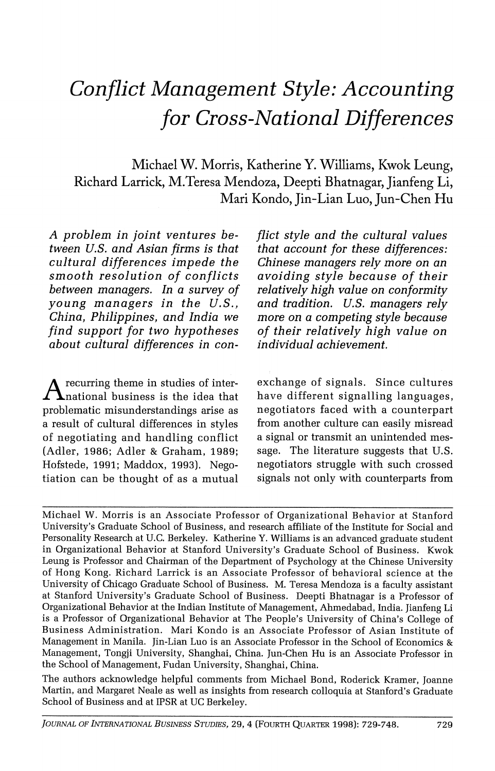# *Conflict Management Style: Accounting for Cross-National Differences*

Michael W. Morris, Katherine Y. Williams, Kwok Leung, Richard Larrick, M.Teresa Mendoza, Deepti Bhatnagar, Jianfeng Li, Mari Kondo, Jin-Lian Luo, Jun-Chen Hu

*A problem in joint ventures between U.S. and Asian firms is that cultural differences impede the smooth resolution of conflicts between managers. In a survey of young managers in the U.S., China, Philippines, and India we find support for two hypotheses about cultural differences in conflict style and the cultural values that account for these differences: Chinese managers rely more on an avoiding style because of their relatively high value on conformity and tradition. U.S. managers rely more on a competing style because of their relatively high value on individual achievement.*

A recurring theme in studies of international business is the idea that problematic misunderstandings arise as a result of cultural differences in styles of negotiating and handling conflict (Adler, 1986; Adler & Graham, 1989; Hofstede, 1991; Maddox, 1993). Negotiation can be thought of as a mutual exchange of signals. Since cultures have different signalling languages, negotiators faced with a counterpart from another culture can easily misread a signal or transmit an unintended message. The literature suggests that U.S. negotiators struggle with such crossed signals not only with counterparts from

---

Michael W. Morris is an Associate Professor of Organizational Behavior at Stanford University's Graduate School of Business, and research affiliate of the Institute for Social and Personality Research at U.C. Berkeley. Katherine Y. Williams is an advanced graduate student in Organizational Behavior at Stanford University's Graduate School of Business. Kwok Leung is Professor and Chairman of the Department of Psychology at the Chinese University of Hong Kong. Richard Larrick is an Associate Professor of behavioral science at the University of Chicago Graduate School of Business. M. Teresa Mendoza is a faculty assistant at Stanford University's Graduate School of Business. Deepti Bhatnagar is a Professor of Organizational Behavior at the Indian Institute of Management, Ahmedabad, India. Jianfeng Li is a Professor of Organizational Behavior at The People's University of China's College of Business Administration. Mari Kondo is an Associate Professor of Asian Institute of Management in Manila. Jin-Lian Luo is an Associate Professor in the School of Economics & Management, Tongji University, Shanghai, China. Jun-Chen Hu is an Associate Professor in the School of Management, Fudan University, Shanghai, China.

The authors acknowledge helpful comments from Michael Bond, Roderick Kramer, Joanne Martin, and Margaret Neale as well as insights from research colloquia at Stanford's Graduate School of Business and at IPSR at UC Berkeley.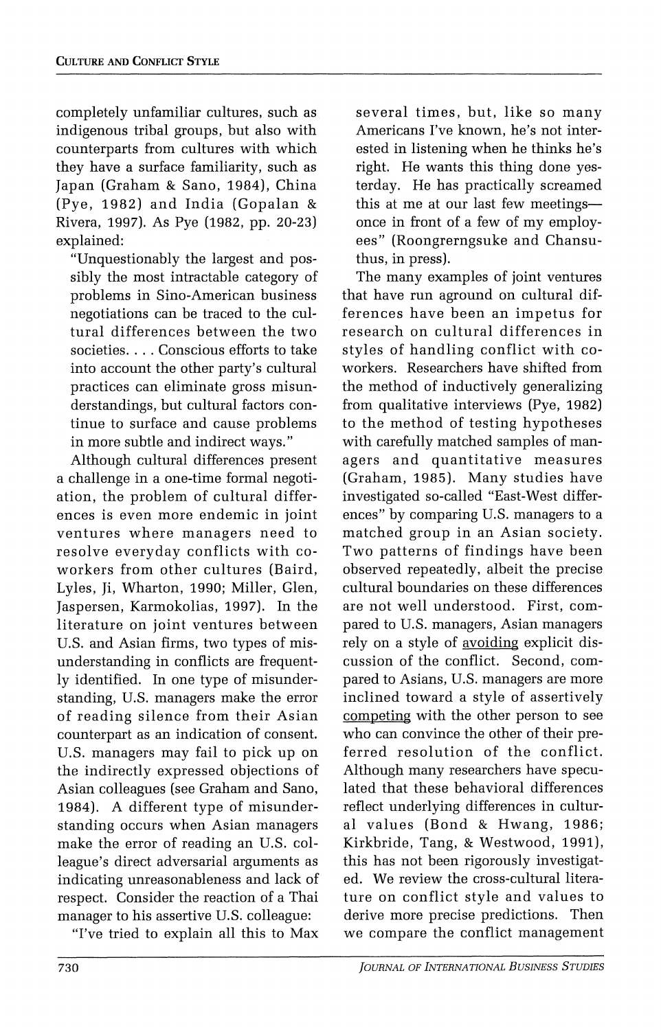completely unfamiliar cultures, such as indigenous tribal groups, but also with counterparts from cultures with which they have a surface familiarity, such as Japan (Graham & Sano, 1984), China (Pye, 1982) and India (Gopalan & Rivera, 1997). As Pye (1982, pp. 20-23) explained:

> "Unquestionably the largest and possibly the most intractable category of problems in Sino-American business negotiations can be traced to the cultural differences between the two societies. . . . Conscious efforts to take into account the other party's cultural practices can eliminate gross misunderstandings, but cultural factors continue to surface and cause problems in more subtle and indirect ways."

Although cultural differences present a challenge in a one-time formal negotiation, the problem of cultural differences is even more endemic in joint ventures where managers need to resolve everyday conflicts with coworkers from other cultures (Baird, Lyles, Ji, Wharton, 1990; Miller, Glen, Jaspersen, Karmokolias, 1997). In the literature on joint ventures between U.S. and Asian firms, two types of misunderstanding in conflicts are frequently identified. In one type of misunderstanding, U.S. managers make the error of reading silence from their Asian counterpart as an indication of consent. U.S. managers may fail to pick up on the indirectly expressed objections of Asian colleagues (see Graham and Sano, 1984). A different type of misunderstanding occurs when Asian managers make the error of reading an U.S. colleague's direct adversarial arguments as indicating unreasonableness and lack of respect. Consider the reaction of a Thai manager to his assertive U.S. colleague:

> "I've tried to explain all this to Max several times, but, like so many Americans I've known, he's not interested in listening when he thinks he's right. He wants this thing done yesterday. He has practically screamed this at me at our last few meetings—once in front of a few of my employees" (Roongrerngsuke and Chansuthus, in press).

The many examples of joint ventures that have run aground on cultural differences have been an impetus for research on cultural differences in styles of handling conflict with coworkers. Researchers have shifted from the method of inductively generalizing from qualitative interviews (Pye, 1982) to the method of testing hypotheses with carefully matched samples of managers and quantitative measures (Graham, 1985). Many studies have investigated so-called "East-West differences" by comparing U.S. managers to a matched group in an Asian society. Two patterns of findings have been observed repeatedly, albeit the precise cultural boundaries on these differences are not well understood. First, compared to U.S. managers, Asian managers rely on a style of <u>avoiding</u> explicit discussion of the conflict. Second, compared to Asians, U.S. managers are more inclined toward a style of assertively <u>competing</u> with the other person to see who can convince the other of their preferred resolution of the conflict. Although many researchers have speculated that these behavioral differences reflect underlying differences in cultural values (Bond & Hwang, 1986; Kirkbride, Tang, & Westwood, 1991), this has not been rigorously investigated. We review the cross-cultural literature on conflict style and values to derive more precise predictions. Then we compare the conflict management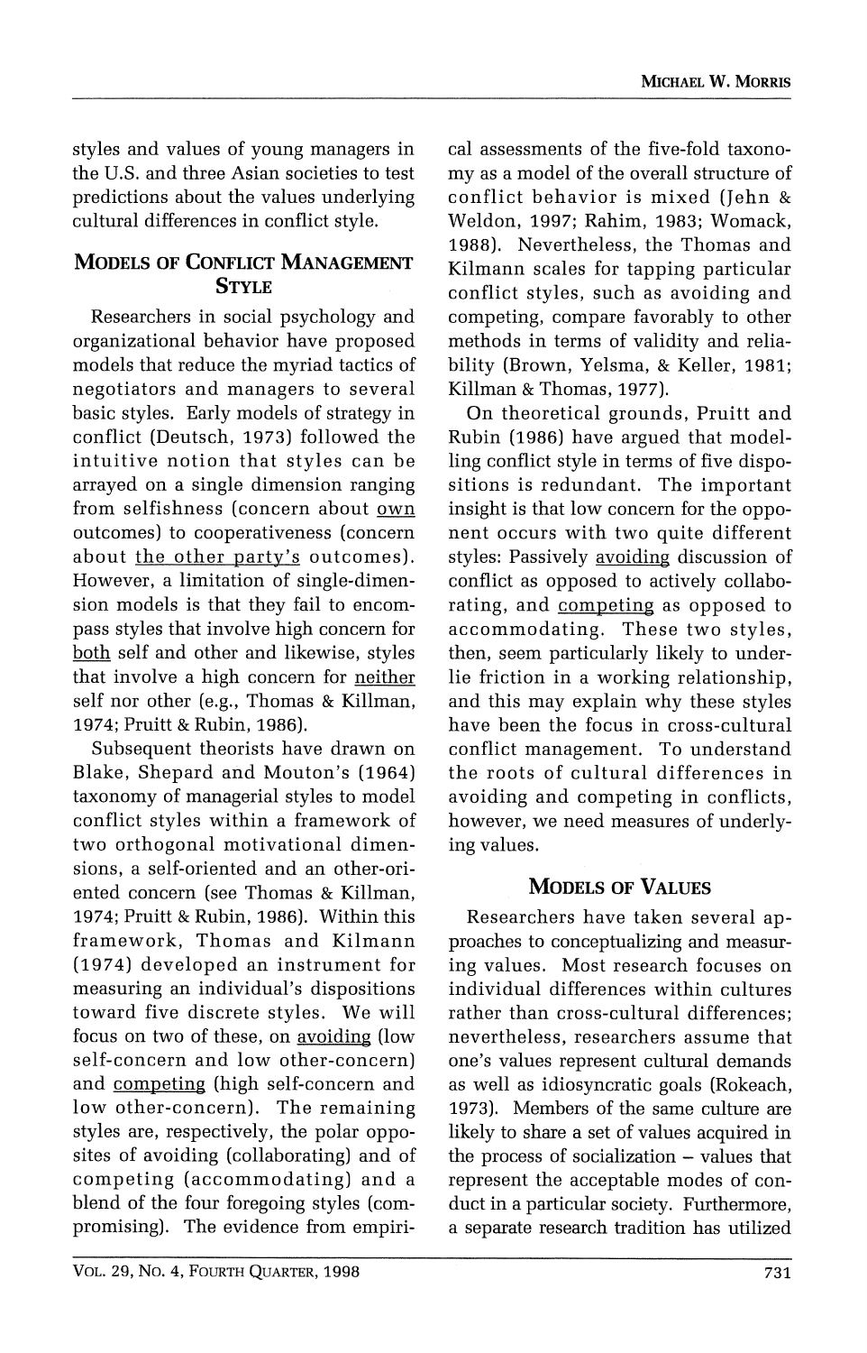styles and values of young managers in the U.S. and three Asian societies to test predictions about the values underlying cultural differences in conflict style.

## Models of Conflict Management Style

Researchers in social psychology and organizational behavior have proposed models that reduce the myriad tactics of negotiators and managers to several basic styles. Early models of strategy in conflict (Deutsch, 1973) followed the intuitive notion that styles can be arrayed on a single dimension ranging from selfishness (concern about <u>own</u> outcomes) to cooperativeness (concern about <u>the other party's</u> outcomes). However, a limitation of single-dimension models is that they fail to encompass styles that involve high concern for <u>both</u> self and other and likewise, styles that involve a high concern for <u>neither</u> self nor other (e.g., Thomas & Killman, 1974; Pruitt & Rubin, 1986).

Subsequent theorists have drawn on Blake, Shepard and Mouton's (1964) taxonomy of managerial styles to model conflict styles within a framework of two orthogonal motivational dimensions, a self-oriented and an other-oriented concern (see Thomas & Killman, 1974; Pruitt & Rubin, 1986). Within this framework, Thomas and Kilmann (1974) developed an instrument for measuring an individual's dispositions toward five discrete styles. We will focus on two of these, on <u>avoiding</u> (low self-concern and low other-concern) and <u>competing</u> (high self-concern and low other-concern). The remaining styles are, respectively, the polar opposites of avoiding (collaborating) and of competing (accommodating) and a blend of the four foregoing styles (compromising). The evidence from empirical assessments of the five-fold taxonomy as a model of the overall structure of conflict behavior is mixed (Jehn & Weldon, 1997; Rahim, 1983; Womack, 1988). Nevertheless, the Thomas and Kilmann scales for tapping particular conflict styles, such as avoiding and competing, compare favorably to other methods in terms of validity and reliability (Brown, Yelsma, & Keller, 1981; Killman & Thomas, 1977).

On theoretical grounds, Pruitt and Rubin (1986) have argued that modelling conflict style in terms of five dispositions is redundant. The important insight is that low concern for the opponent occurs with two quite different styles: Passively <u>avoiding</u> discussion of conflict as opposed to actively collaborating, and <u>competing</u> as opposed to accommodating. These two styles, then, seem particularly likely to underlie friction in a working relationship, and this may explain why these styles have been the focus in cross-cultural conflict management. To understand the roots of cultural differences in avoiding and competing in conflicts, however, we need measures of underlying values.

## Models of Values

Researchers have taken several approaches to conceptualizing and measuring values. Most research focuses on individual differences within cultures rather than cross-cultural differences; nevertheless, researchers assume that one's values represent cultural demands as well as idiosyncratic goals (Rokeach, 1973). Members of the same culture are likely to share a set of values acquired in the process of socialization – values that represent the acceptable modes of conduct in a particular society. Furthermore, a separate research tradition has utilized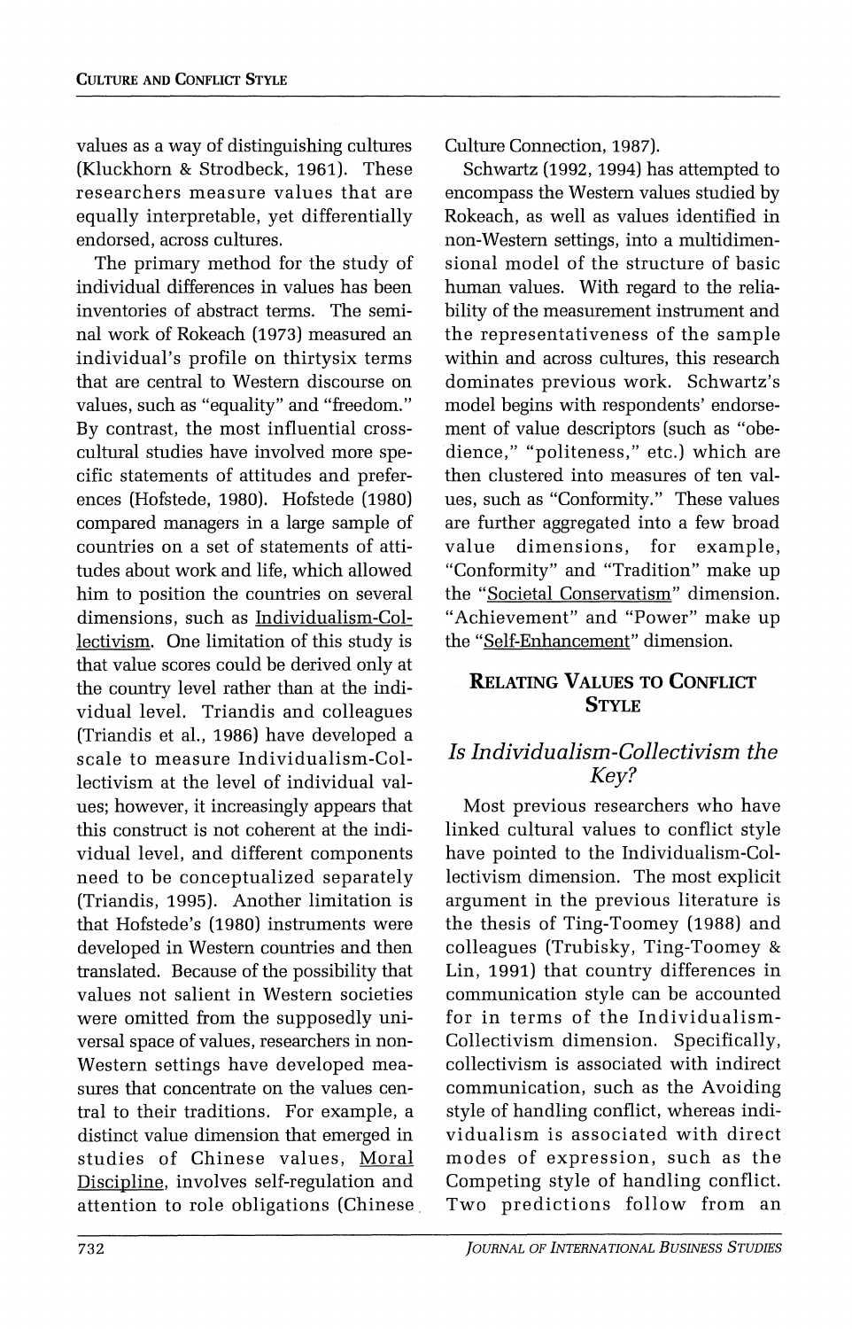values as a way of distinguishing cultures (Kluckhorn & Strodbeck, 1961). These researchers measure values that are equally interpretable, yet differentially endorsed, across cultures.

The primary method for the study of individual differences in values has been inventories of abstract terms. The seminal work of Rokeach (1973) measured an individual's profile on thirtysix terms that are central to Western discourse on values, such as "equality" and "freedom." By contrast, the most influential cross-cultural studies have involved more specific statements of attitudes and preferences (Hofstede, 1980). Hofstede (1980) compared managers in a large sample of countries on a set of statements of attitudes about work and life, which allowed him to position the countries on several dimensions, such as <u>Individualism-Collectivism</u>. One limitation of this study is that value scores could be derived only at the country level rather than at the individual level. Triandis and colleagues (Triandis et al., 1986) have developed a scale to measure Individualism-Collectivism at the level of individual values; however, it increasingly appears that this construct is not coherent at the individual level, and different components need to be conceptualized separately (Triandis, 1995). Another limitation is that Hofstede's (1980) instruments were developed in Western countries and then translated. Because of the possibility that values not salient in Western societies were omitted from the supposedly universal space of values, researchers in non-Western settings have developed measures that concentrate on the values central to their traditions. For example, a distinct value dimension that emerged in studies of Chinese values, <u>Moral Discipline</u>, involves self-regulation and attention to role obligations (Chinese Culture Connection, 1987).

Schwartz (1992, 1994) has attempted to encompass the Western values studied by Rokeach, as well as values identified in non-Western settings, into a multidimensional model of the structure of basic human values. With regard to the reliability of the measurement instrument and the representativeness of the sample within and across cultures, this research dominates previous work. Schwartz's model begins with respondents' endorsement of value descriptors (such as "obedience," "politeness," etc.) which are then clustered into measures of ten values, such as "Conformity." These values are further aggregated into a few broad value dimensions, for example, "Conformity" and "Tradition" make up the "<u>Societal Conservatism</u>" dimension. "Achievement" and "Power" make up the "<u>Self-Enhancement</u>" dimension.

## RELATING VALUES TO CONFLICT STYLE

### *Is Individualism-Collectivism the Key?*

Most previous researchers who have linked cultural values to conflict style have pointed to the Individualism-Collectivism dimension. The most explicit argument in the previous literature is the thesis of Ting-Toomey (1988) and colleagues (Trubisky, Ting-Toomey & Lin, 1991) that country differences in communication style can be accounted for in terms of the Individualism-Collectivism dimension. Specifically, collectivism is associated with indirect communication, such as the Avoiding style of handling conflict, whereas individualism is associated with direct modes of expression, such as the Competing style of handling conflict. Two predictions follow from an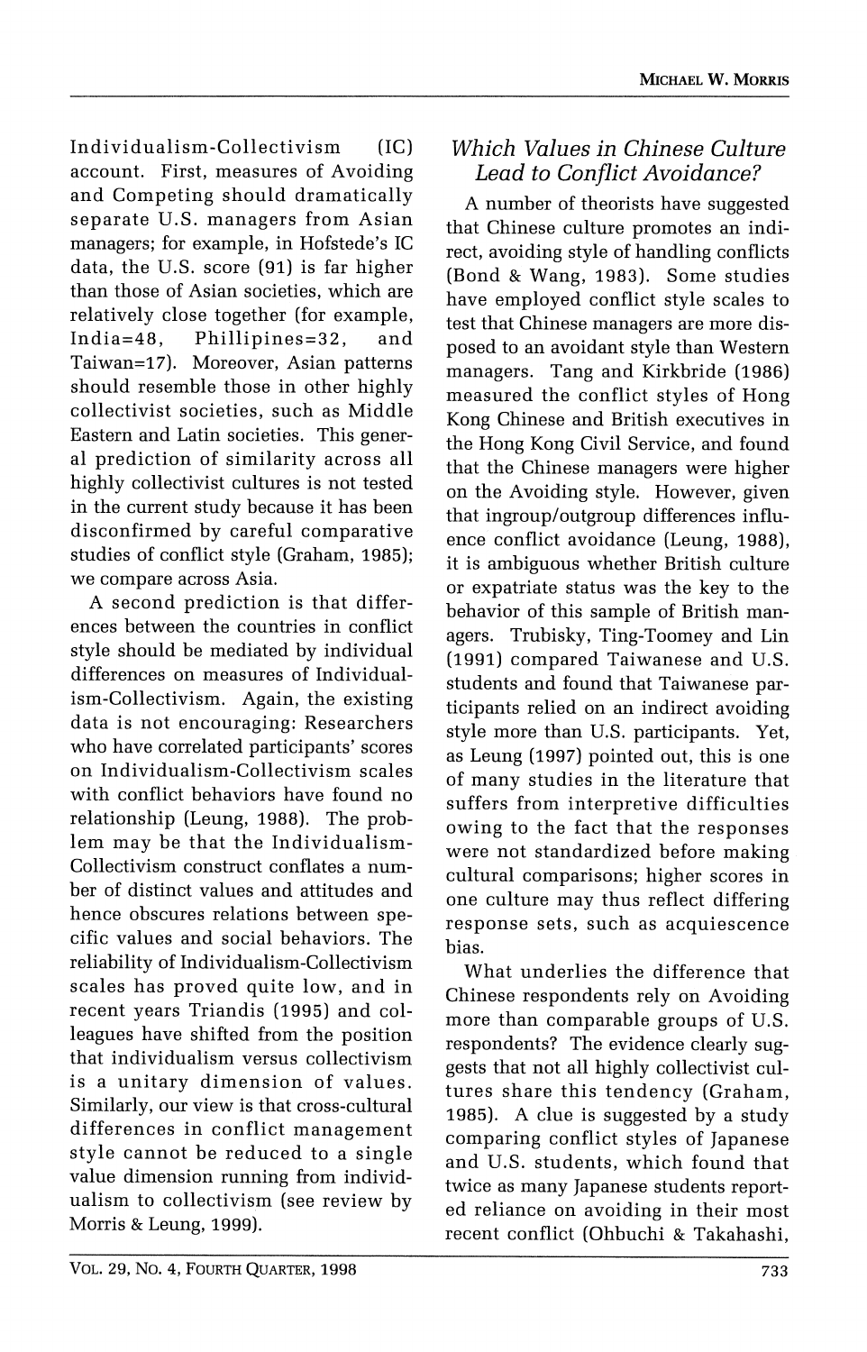Individualism-Collectivism (IC) account. First, measures of Avoiding and Competing should dramatically separate U.S. managers from Asian managers; for example, in Hofstede's IC data, the U.S. score (91) is far higher than those of Asian societies, which are relatively close together (for example, India=48, Phillipines=32, and Taiwan=17). Moreover, Asian patterns should resemble those in other highly collectivist societies, such as Middle Eastern and Latin societies. This general prediction of similarity across all highly collectivist cultures is not tested in the current study because it has been disconfirmed by careful comparative studies of conflict style (Graham, 1985); we compare across Asia.

A second prediction is that differences between the countries in conflict style should be mediated by individual differences on measures of Individualism-Collectivism. Again, the existing data is not encouraging: Researchers who have correlated participants' scores on Individualism-Collectivism scales with conflict behaviors have found no relationship (Leung, 1988). The problem may be that the Individualism-Collectivism construct conflates a number of distinct values and attitudes and hence obscures relations between specific values and social behaviors. The reliability of Individualism-Collectivism scales has proved quite low, and in recent years Triandis (1995) and colleagues have shifted from the position that individualism versus collectivism is a unitary dimension of values. Similarly, our view is that cross-cultural differences in conflict management style cannot be reduced to a single value dimension running from individualism to collectivism (see review by Morris & Leung, 1999).

### *Which Values in Chinese Culture Lead to Conflict Avoidance?*

A number of theorists have suggested that Chinese culture promotes an indirect, avoiding style of handling conflicts (Bond & Wang, 1983). Some studies have employed conflict style scales to test that Chinese managers are more disposed to an avoidant style than Western managers. Tang and Kirkbride (1986) measured the conflict styles of Hong Kong Chinese and British executives in the Hong Kong Civil Service, and found that the Chinese managers were higher on the Avoiding style. However, given that ingroup/outgroup differences influence conflict avoidance (Leung, 1988), it is ambiguous whether British culture or expatriate status was the key to the behavior of this sample of British managers. Trubisky, Ting-Toomey and Lin (1991) compared Taiwanese and U.S. students and found that Taiwanese participants relied on an indirect avoiding style more than U.S. participants. Yet, as Leung (1997) pointed out, this is one of many studies in the literature that suffers from interpretive difficulties owing to the fact that the responses were not standardized before making cultural comparisons; higher scores in one culture may thus reflect differing response sets, such as acquiescence bias.

What underlies the difference that Chinese respondents rely on Avoiding more than comparable groups of U.S. respondents? The evidence clearly suggests that not all highly collectivist cultures share this tendency (Graham, 1985). A clue is suggested by a study comparing conflict styles of Japanese and U.S. students, which found that twice as many Japanese students reported reliance on avoiding in their most recent conflict (Ohbuchi & Takahashi,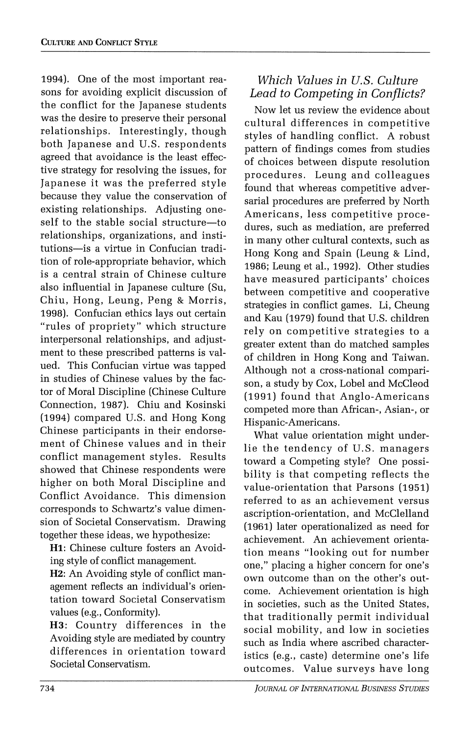1994). One of the most important reasons for avoiding explicit discussion of the conflict for the Japanese students was the desire to preserve their personal relationships. Interestingly, though both Japanese and U.S. respondents agreed that avoidance is the least effective strategy for resolving the issues, for Japanese it was the preferred style because they value the conservation of existing relationships. Adjusting oneself to the stable social structure—to relationships, organizations, and institutions—is a virtue in Confucian tradition of role-appropriate behavior, which is a central strain of Chinese culture also influential in Japanese culture (Su, Chiu, Hong, Leung, Peng & Morris, 1998). Confucian ethics lays out certain "rules of propriety" which structure interpersonal relationships, and adjustment to these prescribed patterns is valued. This Confucian virtue was tapped in studies of Chinese values by the factor of Moral Discipline (Chinese Culture Connection, 1987). Chiu and Kosinski (1994) compared U.S. and Hong Kong Chinese participants in their endorsement of Chinese values and in their conflict management styles. Results showed that Chinese respondents were higher on both Moral Discipline and Conflict Avoidance. This dimension corresponds to Schwartz's value dimension of Societal Conservatism. Drawing together these ideas, we hypothesize:

**H1**: Chinese culture fosters an Avoiding style of conflict management.

**H2**: An Avoiding style of conflict management reflects an individual's orientation toward Societal Conservatism values (e.g., Conformity).

**H3**: Country differences in the Avoiding style are mediated by country differences in orientation toward Societal Conservatism.

### *Which Values in U.S. Culture Lead to Competing in Conflicts?*

Now let us review the evidence about cultural differences in competitive styles of handling conflict. A robust pattern of findings comes from studies of choices between dispute resolution procedures. Leung and colleagues found that whereas competitive adversarial procedures are preferred by North Americans, less competitive procedures, such as mediation, are preferred in many other cultural contexts, such as Hong Kong and Spain (Leung & Lind, 1986; Leung et al., 1992). Other studies have measured participants' choices between competitive and cooperative strategies in conflict games. Li, Cheung and Kau (1979) found that U.S. children rely on competitive strategies to a greater extent than do matched samples of children in Hong Kong and Taiwan. Although not a cross-national comparison, a study by Cox, Lobel and McCleod (1991) found that Anglo-Americans competed more than African-, Asian-, or Hispanic-Americans.

What value orientation might underlie the tendency of U.S. managers toward a Competing style? One possibility is that competing reflects the value-orientation that Parsons (1951) referred to as an achievement versus ascription-orientation, and McClelland (1961) later operationalized as need for achievement. An achievement orientation means "looking out for number one," placing a higher concern for one's own outcome than on the other's outcome. Achievement orientation is high in societies, such as the United States, that traditionally permit individual social mobility, and low in societies such as India where ascribed characteristics (e.g., caste) determine one's life outcomes. Value surveys have long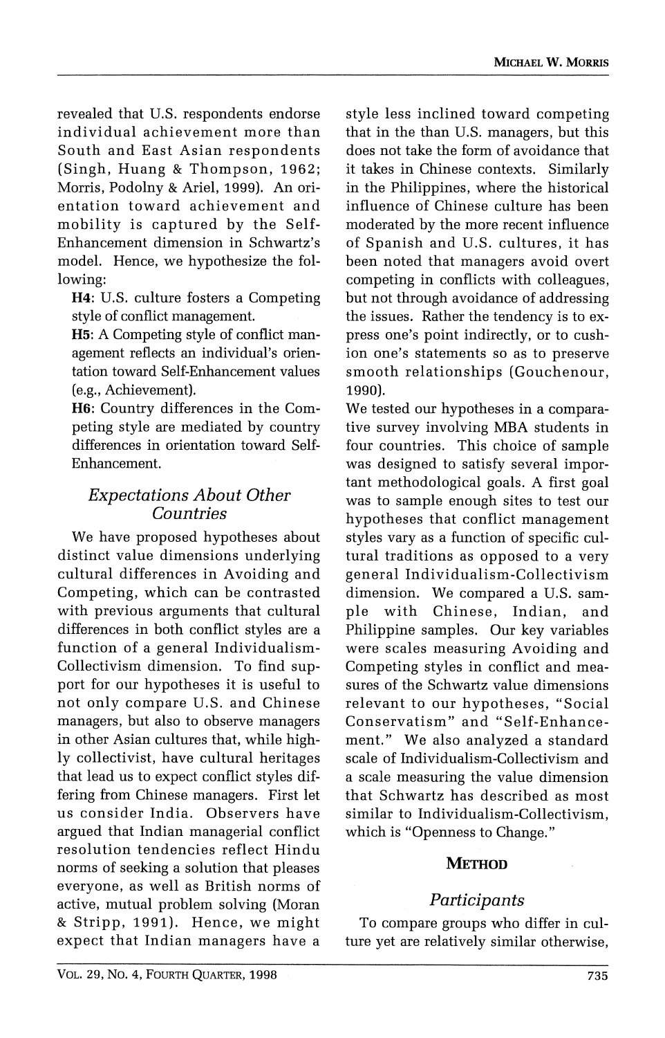revealed that U.S. respondents endorse individual achievement more than South and East Asian respondents (Singh, Huang & Thompson, 1962; Morris, Podolny & Ariel, 1999). An orientation toward achievement and mobility is captured by the Self-Enhancement dimension in Schwartz's model. Hence, we hypothesize the following:

**H4**: U.S. culture fosters a Competing style of conflict management.

**H5**: A Competing style of conflict management reflects an individual's orientation toward Self-Enhancement values (e.g., Achievement).

**H6**: Country differences in the Competing style are mediated by country differences in orientation toward Self-Enhancement.

### *Expectations About Other Countries*

We have proposed hypotheses about distinct value dimensions underlying cultural differences in Avoiding and Competing, which can be contrasted with previous arguments that cultural differences in both conflict styles are a function of a general Individualism-Collectivism dimension. To find support for our hypotheses it is useful to not only compare U.S. and Chinese managers, but also to observe managers in other Asian cultures that, while highly collectivist, have cultural heritages that lead us to expect conflict styles differing from Chinese managers. First let us consider India. Observers have argued that Indian managerial conflict resolution tendencies reflect Hindu norms of seeking a solution that pleases everyone, as well as British norms of active, mutual problem solving (Moran & Stripp, 1991). Hence, we might expect that Indian managers have a style less inclined toward competing that in the than U.S. managers, but this does not take the form of avoidance that it takes in Chinese contexts. Similarly in the Philippines, where the historical influence of Chinese culture has been moderated by the more recent influence of Spanish and U.S. cultures, it has been noted that managers avoid overt competing in conflicts with colleagues, but not through avoidance of addressing the issues. Rather the tendency is to express one's point indirectly, or to cushion one's statements so as to preserve smooth relationships (Gouchenour, 1990).

We tested our hypotheses in a comparative survey involving MBA students in four countries. This choice of sample was designed to satisfy several important methodological goals. A first goal was to sample enough sites to test our hypotheses that conflict management styles vary as a function of specific cultural traditions as opposed to a very general Individualism-Collectivism dimension. We compared a U.S. sample with Chinese, Indian, and Philippine samples. Our key variables were scales measuring Avoiding and Competing styles in conflict and measures of the Schwartz value dimensions relevant to our hypotheses, "Social Conservatism" and "Self-Enhancement." We also analyzed a standard scale of Individualism-Collectivism and a scale measuring the value dimension that Schwartz has described as most similar to Individualism-Collectivism, which is "Openness to Change."

## METHOD

### *Participants*

To compare groups who differ in culture yet are relatively similar otherwise,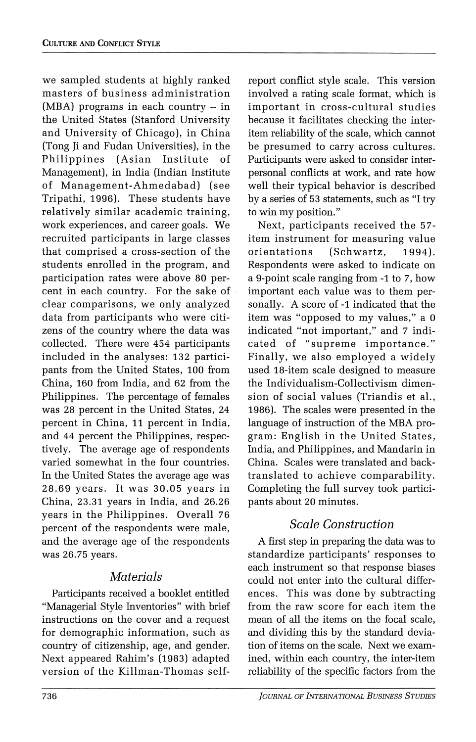we sampled students at highly ranked masters of business administration (MBA) programs in each country – in the United States (Stanford University and University of Chicago), in China (Tong Ji and Fudan Universities), in the Philippines (Asian Institute of Management), in India (Indian Institute of Management-Ahmedabad) (see Tripathi, 1996). These students have relatively similar academic training, work experiences, and career goals. We recruited participants in large classes that comprised a cross-section of the students enrolled in the program, and participation rates were above 80 percent in each country. For the sake of clear comparisons, we only analyzed data from participants who were citizens of the country where the data was collected. There were 454 participants included in the analyses: 132 participants from the United States, 100 from China, 160 from India, and 62 from the Philippines. The percentage of females was 28 percent in the United States, 24 percent in China, 11 percent in India, and 44 percent the Philippines, respectively. The average age of respondents varied somewhat in the four countries. In the United States the average age was 28.69 years. It was 30.05 years in China, 23.31 years in India, and 26.26 years in the Philippines. Overall 76 percent of the respondents were male, and the average age of the respondents was 26.75 years.

## *Materials*

Participants received a booklet entitled "Managerial Style Inventories" with brief instructions on the cover and a request for demographic information, such as country of citizenship, age, and gender. Next appeared Rahim's (1983) adapted version of the Killman-Thomas self-report conflict style scale. This version involved a rating scale format, which is important in cross-cultural studies because it facilitates checking the inter-item reliability of the scale, which cannot be presumed to carry across cultures. Participants were asked to consider interpersonal conflicts at work, and rate how well their typical behavior is described by a series of 53 statements, such as "I try to win my position."

Next, participants received the 57-item instrument for measuring value orientations (Schwartz, 1994). Respondents were asked to indicate on a 9-point scale ranging from -1 to 7, how important each value was to them personally. A score of -1 indicated that the item was "opposed to my values," a 0 indicated "not important," and 7 indicated of "supreme importance." Finally, we also employed a widely used 18-item scale designed to measure the Individualism-Collectivism dimension of social values (Triandis et al., 1986). The scales were presented in the language of instruction of the MBA program: English in the United States, India, and Philippines, and Mandarin in China. Scales were translated and back-translated to achieve comparability. Completing the full survey took participants about 20 minutes.

## *Scale Construction*

A first step in preparing the data was to standardize participants' responses to each instrument so that response biases could not enter into the cultural differences. This was done by subtracting from the raw score for each item the mean of all the items on the focal scale, and dividing this by the standard deviation of items on the scale. Next we examined, within each country, the inter-item reliability of the specific factors from the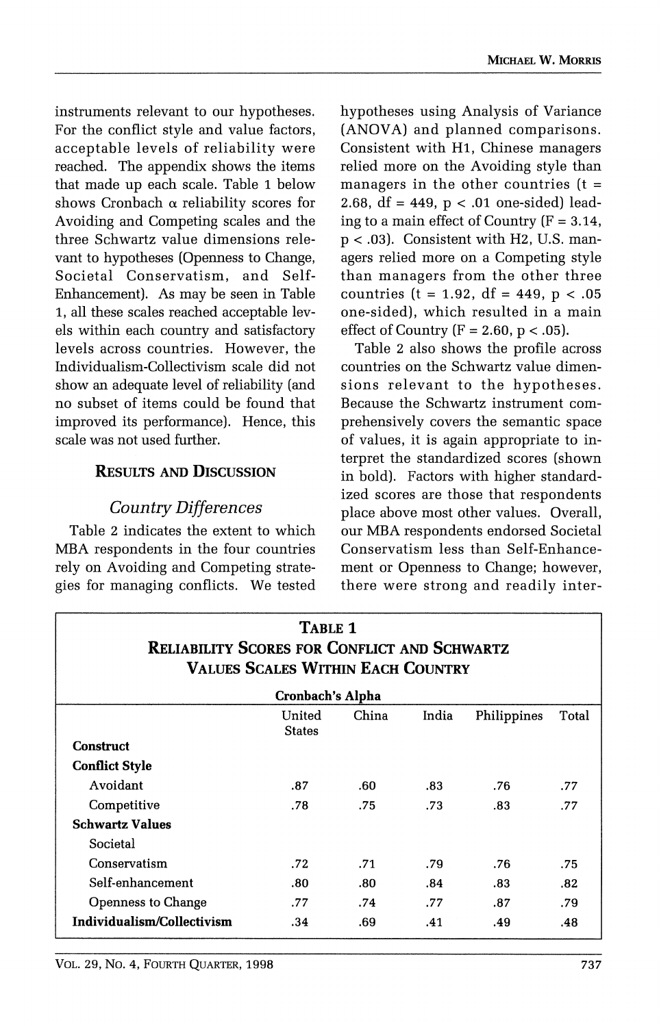instruments relevant to our hypotheses. For the conflict style and value factors, acceptable levels of reliability were reached. The appendix shows the items that made up each scale. Table 1 below shows Cronbach α reliability scores for Avoiding and Competing scales and the three Schwartz value dimensions relevant to hypotheses (Openness to Change, Societal Conservatism, and Self-Enhancement). As may be seen in Table 1, all these scales reached acceptable levels within each country and satisfactory levels across countries. However, the Individualism-Collectivism scale did not show an adequate level of reliability (and no subset of items could be found that improved its performance). Hence, this scale was not used further.

## RESULTS AND DISCUSSION

### *Country Differences*

Table 2 indicates the extent to which MBA respondents in the four countries rely on Avoiding and Competing strategies for managing conflicts. We tested hypotheses using Analysis of Variance (ANOVA) and planned comparisons. Consistent with H1, Chinese managers relied more on the Avoiding style than managers in the other countries ($t = 2.68$, $df = 449$, $p < .01$ one-sided) leading to a main effect of Country ($F = 3.14$, $p < .03$). Consistent with H2, U.S. managers relied more on a Competing style than managers from the other three countries ($t = 1.92$, $df = 449$, $p < .05$ one-sided), which resulted in a main effect of Country ($F = 2.60$, $p < .05$).

Table 2 also shows the profile across countries on the Schwartz value dimensions relevant to the hypotheses. Because the Schwartz instrument comprehensively covers the semantic space of values, it is again appropriate to interpret the standardized scores (shown in bold). Factors with higher standardized scores are those that respondents place above most other values. Overall, our MBA respondents endorsed Societal Conservatism less than Self-Enhancement or Openness to Change; however, there were strong and readily inter-

**TABLE 1**
**RELIABILITY SCORES FOR CONFLICT AND SCHWARTZ VALUES SCALES WITHIN EACH COUNTRY**

| | Cronbach's Alpha | | | | |
|---|---|---|---|---|---|
| | United States | China | India | Philippines | Total |
| **Construct** | | | | | |
| **Conflict Style** | | | | | |
| Avoidant | .87 | .60 | .83 | .76 | .77 |
| Competitive | .78 | .75 | .73 | .83 | .77 |
| **Schwartz Values** | | | | | |
| Societal Conservatism | .72 | .71 | .79 | .76 | .75 |
| Self-enhancement | .80 | .80 | .84 | .83 | .82 |
| Openness to Change | .77 | .74 | .77 | .87 | .79 |
| **Individualism/Collectivism** | .34 | .69 | .41 | .49 | .48 |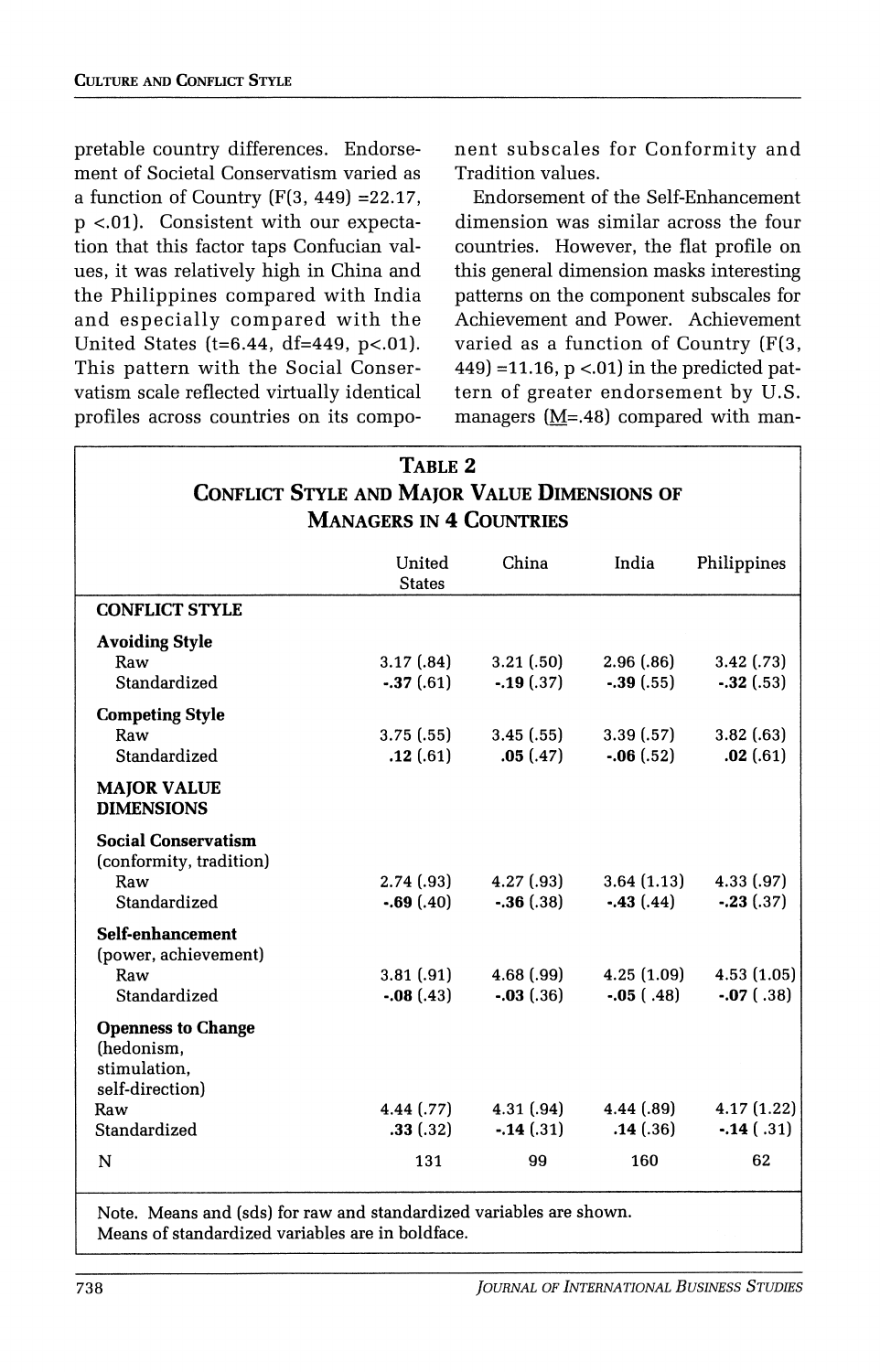pretable country differences. Endorsement of Societal Conservatism varied as a function of Country ($F(3, 449) = 22.17$, $p < .01$). Consistent with our expectation that this factor taps Confucian values, it was relatively high in China and the Philippines compared with India and especially compared with the United States ($t = 6.44$, $df = 449$, $p < .01$). This pattern with the Social Conservatism scale reflected virtually identical profiles across countries on its component subscales for Conformity and Tradition values.

Endorsement of the Self-Enhancement dimension was similar across the four countries. However, the flat profile on this general dimension masks interesting patterns on the component subscales for Achievement and Power. Achievement varied as a function of Country ($F(3, 449) = 11.16$, $p < .01$) in the predicted pattern of greater endorsement by U.S. managers ($\underline{M} = .48$) compared with man-

**TABLE 2**
**CONFLICT STYLE AND MAJOR VALUE DIMENSIONS OF MANAGERS IN 4 COUNTRIES**

| | United States | China | India | Philippines |
|---|---|---|---|---|
| **CONFLICT STYLE** | | | | |
| **Avoiding Style** | | | | |
| Raw | 3.17 (.84) | 3.21 (.50) | 2.96 (.86) | 3.42 (.73) |
| Standardized | **-.37** (.61) | **-.19** (.37) | **-.39** (.55) | **-.32** (.53) |
| **Competing Style** | | | | |
| Raw | 3.75 (.55) | 3.45 (.55) | 3.39 (.57) | 3.82 (.63) |
| Standardized | **.12** (.61) | **.05** (.47) | **-.06** (.52) | **.02** (.61) |
| **MAJOR VALUE DIMENSIONS** | | | | |
| **Social Conservatism** (conformity, tradition) | | | | |
| Raw | 2.74 (.93) | 4.27 (.93) | 3.64 (1.13) | 4.33 (.97) |
| Standardized | **-.69** (.40) | **-.36** (.38) | **-.43** (.44) | **-.23** (.37) |
| **Self-enhancement** (power, achievement) | | | | |
| Raw | 3.81 (.91) | 4.68 (.99) | 4.25 (1.09) | 4.53 (1.05) |
| Standardized | **-.08** (.43) | **-.03** (.36) | **-.05** ( .48) | **-.07** ( .38) |
| **Openness to Change** (hedonism, stimulation, self-direction) | | | | |
| Raw | 4.44 (.77) | 4.31 (.94) | 4.44 (.89) | 4.17 (1.22) |
| Standardized | **.33** (.32) | **-.14** (.31) | **.14** (.36) | **-.14** ( .31) |
| N | 131 | 99 | 160 | 62 |

Note. Means and (sds) for raw and standardized variables are shown.
Means of standardized variables are in boldface.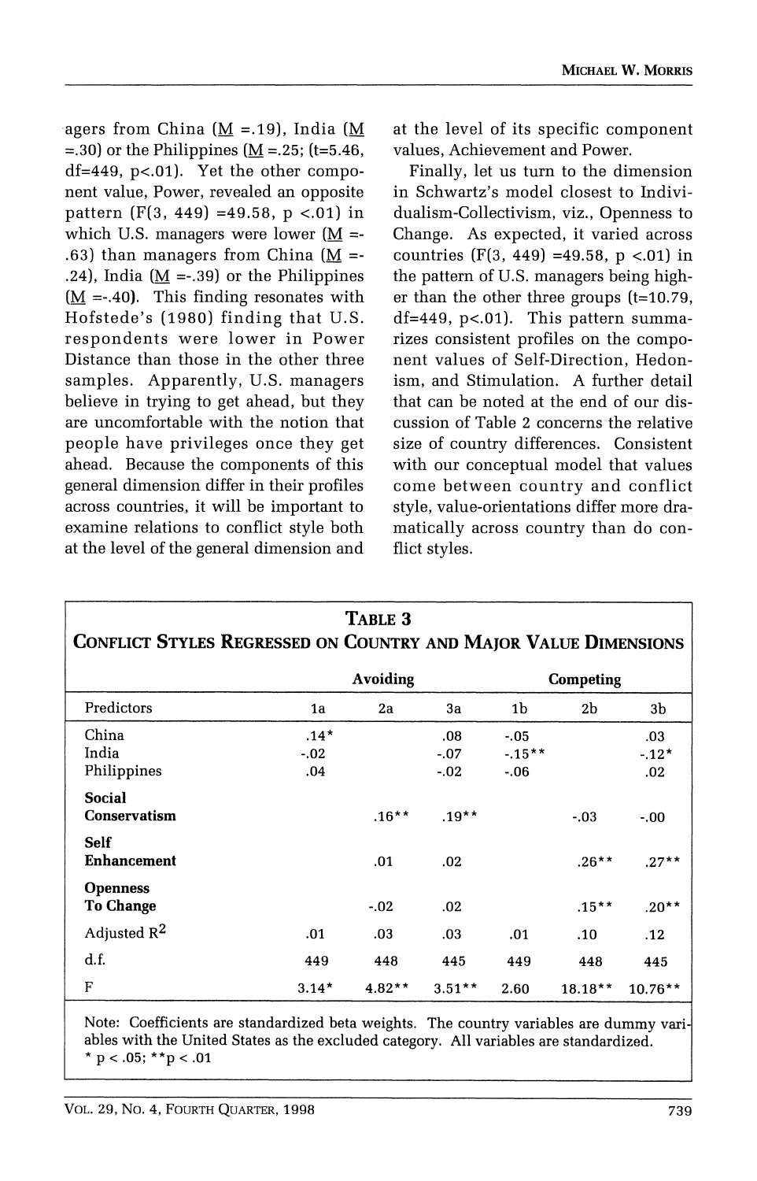agers from China ($\underline{M}$ =.19), India ($\underline{M}$ =.30) or the Philippines ($\underline{M}$ =.25; (t=5.46, df=449, p<.01). Yet the other component value, Power, revealed an opposite pattern (F(3, 449) =49.58, p <.01) in which U.S. managers were lower ($\underline{M}$ =-.63) than managers from China ($\underline{M}$ =-.24), India ($\underline{M}$ =-.39) or the Philippines ($\underline{M}$ =-.40). This finding resonates with Hofstede's (1980) finding that U.S. respondents were lower in Power Distance than those in the other three samples. Apparently, U.S. managers believe in trying to get ahead, but they are uncomfortable with the notion that people have privileges once they get ahead. Because the components of this general dimension differ in their profiles across countries, it will be important to examine relations to conflict style both at the level of the general dimension and at the level of its specific component values, Achievement and Power.

Finally, let us turn to the dimension in Schwartz's model closest to Individualism-Collectivism, viz., Openness to Change. As expected, it varied across countries (F(3, 449) =49.58, p <.01) in the pattern of U.S. managers being higher than the other three groups (t=10.79, df=449, p<.01). This pattern summarizes consistent profiles on the component values of Self-Direction, Hedonism, and Stimulation. A further detail that can be noted at the end of our discussion of Table 2 concerns the relative size of country differences. Consistent with our conceptual model that values come between country and conflict style, value-orientations differ more dramatically across country than do conflict styles.

**TABLE 3**
**CONFLICT STYLES REGRESSED ON COUNTRY AND MAJOR VALUE DIMENSIONS**

| | Avoiding | | | Competing | | |
|---|---|---|---|---|---|---|
| Predictors | 1a | 2a | 3a | 1b | 2b | 3b |
| China | .14* | | .08 | -.05 | | .03 |
| India | -.02 | | -.07 | -.15** | | -.12* |
| Philippines | .04 | | -.02 | -.06 | | .02 |
| **Social Conservatism** | | .16** | .19** | | -.03 | -.00 |
| **Self Enhancement** | | .01 | .02 | | .26** | .27** |
| **Openness To Change** | | -.02 | .02 | | .15** | .20** |
| Adjusted $R^2$ | .01 | .03 | .03 | .01 | .10 | .12 |
| d.f. | 449 | 448 | 445 | 449 | 448 | 445 |
| F | 3.14* | 4.82** | 3.51** | 2.60 | 18.18** | 10.76** |

Note: Coefficients are standardized beta weights. The country variables are dummy variables with the United States as the excluded category. All variables are standardized.
* p < .05; **p < .01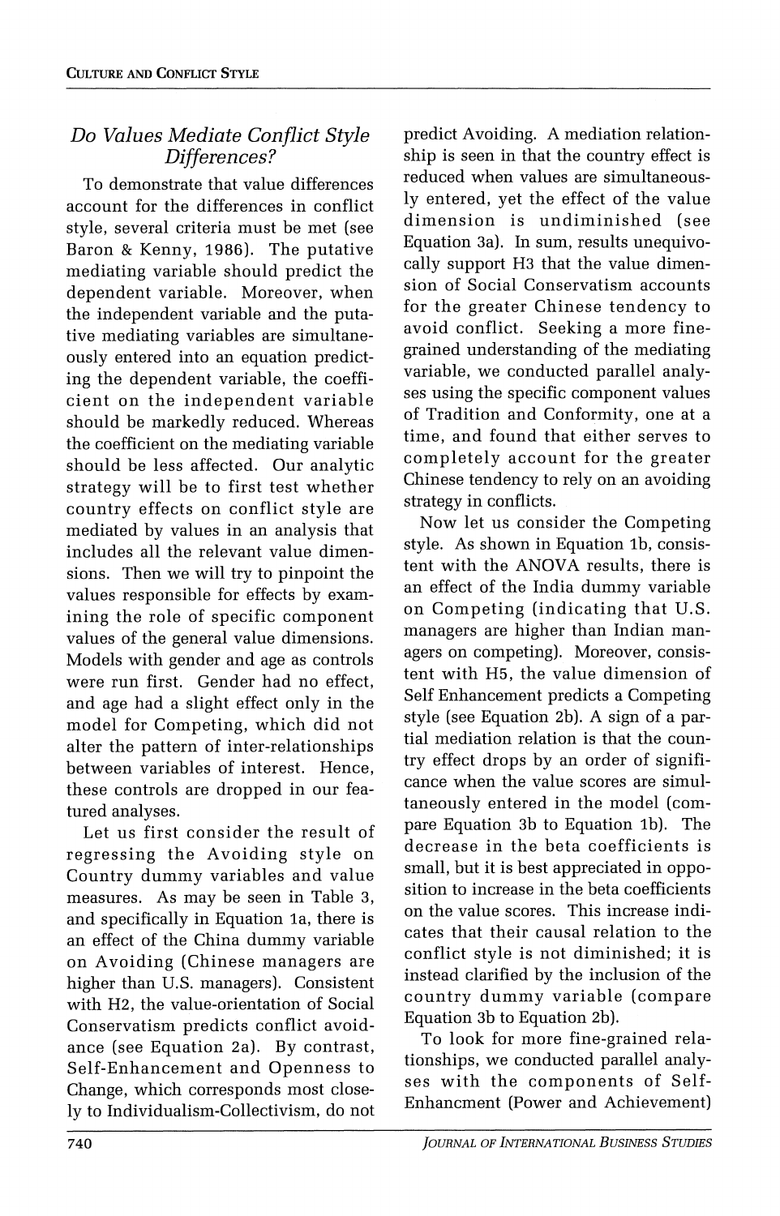### *Do Values Mediate Conflict Style Differences?*

To demonstrate that value differences account for the differences in conflict style, several criteria must be met (see Baron & Kenny, 1986). The putative mediating variable should predict the dependent variable. Moreover, when the independent variable and the putative mediating variables are simultaneously entered into an equation predicting the dependent variable, the coefficient on the independent variable should be markedly reduced. Whereas the coefficient on the mediating variable should be less affected. Our analytic strategy will be to first test whether country effects on conflict style are mediated by values in an analysis that includes all the relevant value dimensions. Then we will try to pinpoint the values responsible for effects by examining the role of specific component values of the general value dimensions. Models with gender and age as controls were run first. Gender had no effect, and age had a slight effect only in the model for Competing, which did not alter the pattern of inter-relationships between variables of interest. Hence, these controls are dropped in our featured analyses.

Let us first consider the result of regressing the Avoiding style on Country dummy variables and value measures. As may be seen in Table 3, and specifically in Equation 1a, there is an effect of the China dummy variable on Avoiding (Chinese managers are higher than U.S. managers). Consistent with H2, the value-orientation of Social Conservatism predicts conflict avoidance (see Equation 2a). By contrast, Self-Enhancement and Openness to Change, which corresponds most closely to Individualism-Collectivism, do not predict Avoiding. A mediation relationship is seen in that the country effect is reduced when values are simultaneously entered, yet the effect of the value dimension is undiminished (see Equation 3a). In sum, results unequivocally support H3 that the value dimension of Social Conservatism accounts for the greater Chinese tendency to avoid conflict. Seeking a more fine-grained understanding of the mediating variable, we conducted parallel analyses using the specific component values of Tradition and Conformity, one at a time, and found that either serves to completely account for the greater Chinese tendency to rely on an avoiding strategy in conflicts.

Now let us consider the Competing style. As shown in Equation 1b, consistent with the ANOVA results, there is an effect of the India dummy variable on Competing (indicating that U.S. managers are higher than Indian managers on competing). Moreover, consistent with H5, the value dimension of Self Enhancement predicts a Competing style (see Equation 2b). A sign of a partial mediation relation is that the country effect drops by an order of significance when the value scores are simultaneously entered in the model (compare Equation 3b to Equation 1b). The decrease in the beta coefficients is small, but it is best appreciated in opposition to increase in the beta coefficients on the value scores. This increase indicates that their causal relation to the conflict style is not diminished; it is instead clarified by the inclusion of the country dummy variable (compare Equation 3b to Equation 2b).

To look for more fine-grained relationships, we conducted parallel analyses with the components of Self-Enhancment (Power and Achievement)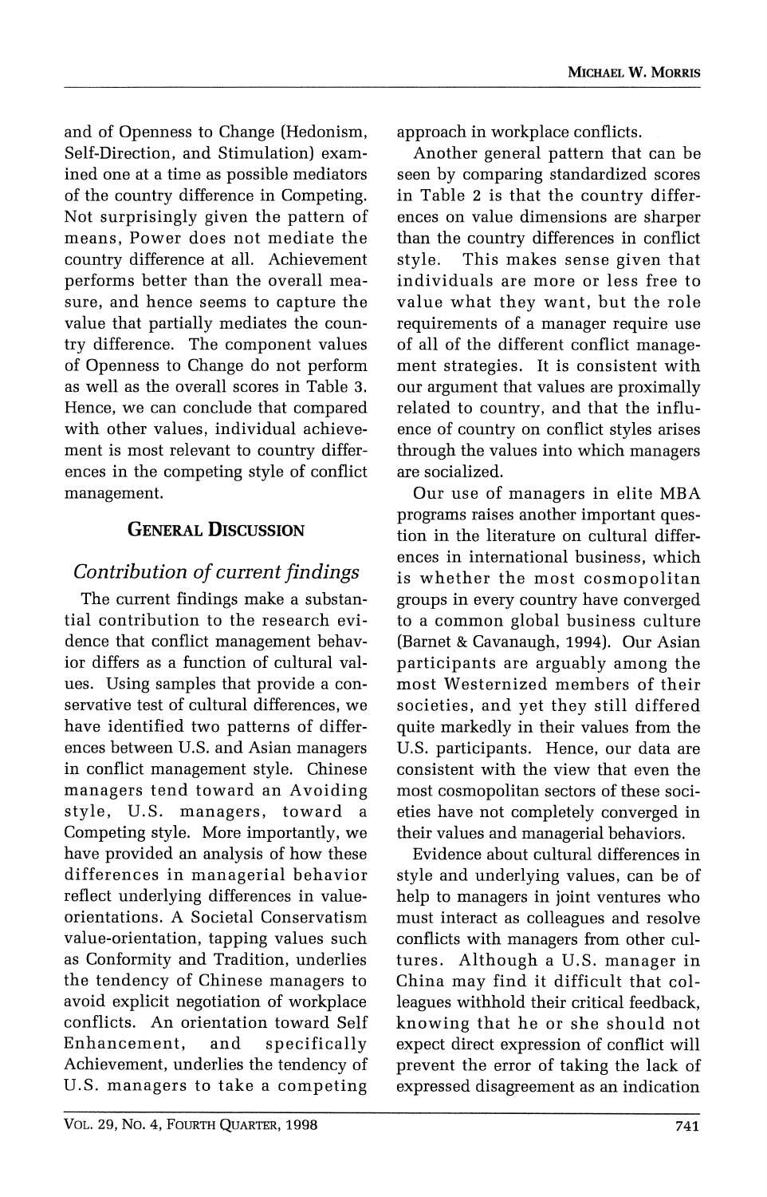and of Openness to Change (Hedonism, Self-Direction, and Stimulation) examined one at a time as possible mediators of the country difference in Competing. Not surprisingly given the pattern of means, Power does not mediate the country difference at all. Achievement performs better than the overall measure, and hence seems to capture the value that partially mediates the country difference. The component values of Openness to Change do not perform as well as the overall scores in Table 3. Hence, we can conclude that compared with other values, individual achievement is most relevant to country differences in the competing style of conflict management.

## General Discussion

### *Contribution of current findings*

The current findings make a substantial contribution to the research evidence that conflict management behavior differs as a function of cultural values. Using samples that provide a conservative test of cultural differences, we have identified two patterns of differences between U.S. and Asian managers in conflict management style. Chinese managers tend toward an Avoiding style, U.S. managers, toward a Competing style. More importantly, we have provided an analysis of how these differences in managerial behavior reflect underlying differences in value-orientations. A Societal Conservatism value-orientation, tapping values such as Conformity and Tradition, underlies the tendency of Chinese managers to avoid explicit negotiation of workplace conflicts. An orientation toward Self Enhancement, and specifically Achievement, underlies the tendency of U.S. managers to take a competing approach in workplace conflicts.

Another general pattern that can be seen by comparing standardized scores in Table 2 is that the country differences on value dimensions are sharper than the country differences in conflict style. This makes sense given that individuals are more or less free to value what they want, but the role requirements of a manager require use of all of the different conflict management strategies. It is consistent with our argument that values are proximally related to country, and that the influence of country on conflict styles arises through the values into which managers are socialized.

Our use of managers in elite MBA programs raises another important question in the literature on cultural differences in international business, which is whether the most cosmopolitan groups in every country have converged to a common global business culture (Barnet & Cavanaugh, 1994). Our Asian participants are arguably among the most Westernized members of their societies, and yet they still differed quite markedly in their values from the U.S. participants. Hence, our data are consistent with the view that even the most cosmopolitan sectors of these societies have not completely converged in their values and managerial behaviors.

Evidence about cultural differences in style and underlying values, can be of help to managers in joint ventures who must interact as colleagues and resolve conflicts with managers from other cultures. Although a U.S. manager in China may find it difficult that colleagues withhold their critical feedback, knowing that he or she should not expect direct expression of conflict will prevent the error of taking the lack of expressed disagreement as an indication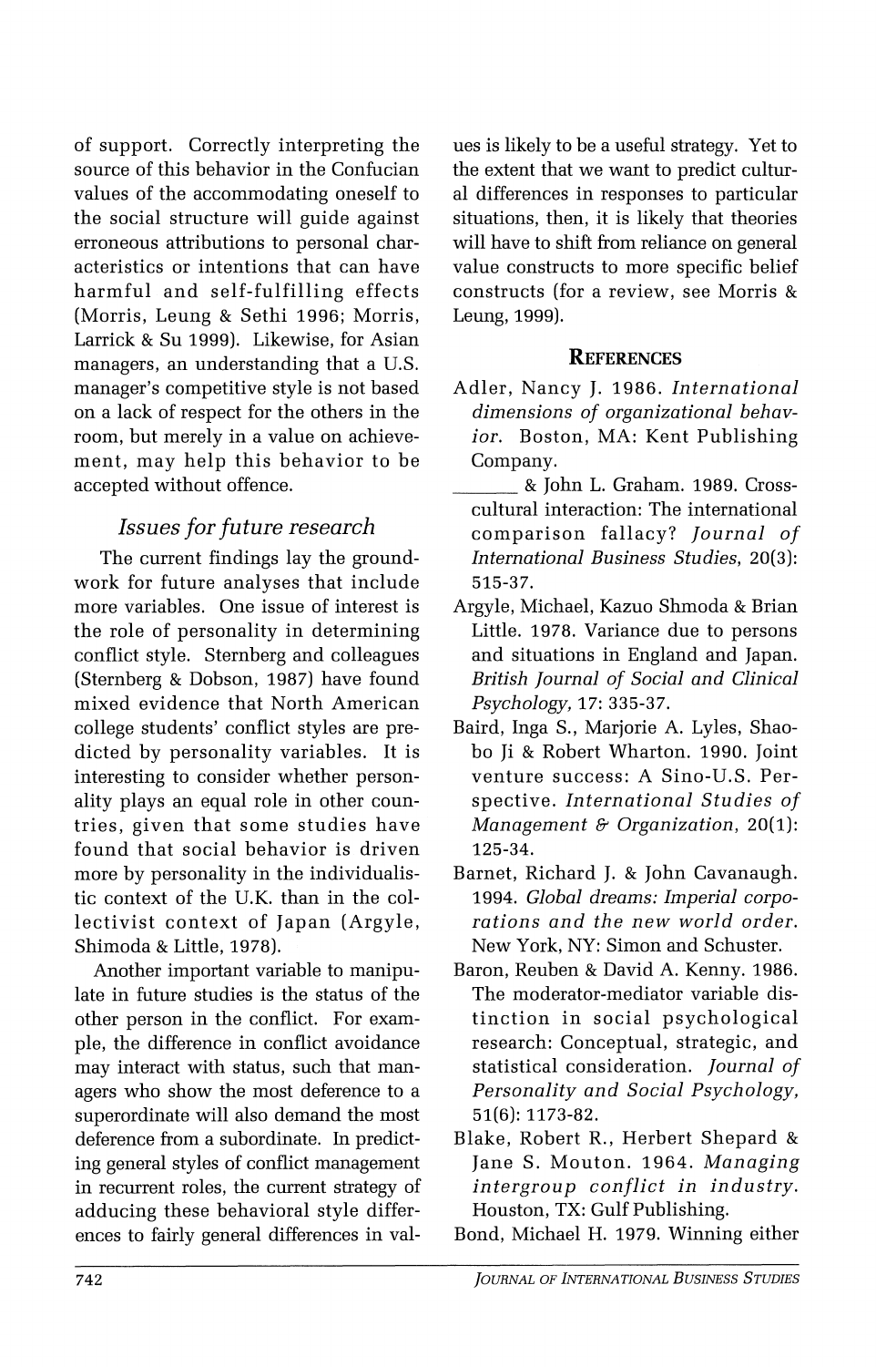of support. Correctly interpreting the source of this behavior in the Confucian values of the accommodating oneself to the social structure will guide against erroneous attributions to personal characteristics or intentions that can have harmful and self-fulfilling effects (Morris, Leung & Sethi 1996; Morris, Larrick & Su 1999). Likewise, for Asian managers, an understanding that a U.S. manager's competitive style is not based on a lack of respect for the others in the room, but merely in a value on achievement, may help this behavior to be accepted without offence.

### *Issues for future research*

The current findings lay the groundwork for future analyses that include more variables. One issue of interest is the role of personality in determining conflict style. Sternberg and colleagues (Sternberg & Dobson, 1987) have found mixed evidence that North American college students' conflict styles are predicted by personality variables. It is interesting to consider whether personality plays an equal role in other countries, given that some studies have found that social behavior is driven more by personality in the individualistic context of the U.K. than in the collectivist context of Japan (Argyle, Shimoda & Little, 1978).

Another important variable to manipulate in future studies is the status of the other person in the conflict. For example, the difference in conflict avoidance may interact with status, such that managers who show the most deference to a superordinate will also demand the most deference from a subordinate. In predicting general styles of conflict management in recurrent roles, the current strategy of adducing these behavioral style differences to fairly general differences in values is likely to be a useful strategy. Yet to the extent that we want to predict cultural differences in responses to particular situations, then, it is likely that theories will have to shift from reliance on general value constructs to more specific belief constructs (for a review, see Morris & Leung, 1999).

## REFERENCES

Adler, Nancy J. 1986. *International dimensions of organizational behavior.* Boston, MA: Kent Publishing Company.

_______ & John L. Graham. 1989. Cross-cultural interaction: The international comparison fallacy? *Journal of International Business Studies*, 20(3): 515-37.

Argyle, Michael, Kazuo Shmoda & Brian Little. 1978. Variance due to persons and situations in England and Japan. *British Journal of Social and Clinical Psychology,* 17: 335-37.

Baird, Inga S., Marjorie A. Lyles, Shaobo Ji & Robert Wharton. 1990. Joint venture success: A Sino-U.S. Perspective. *International Studies of Management & Organization*, 20(1): 125-34.

Barnet, Richard J. & John Cavanaugh. 1994. *Global dreams: Imperial corporations and the new world order.* New York, NY: Simon and Schuster.

Baron, Reuben & David A. Kenny. 1986. The moderator-mediator variable distinction in social psychological research: Conceptual, strategic, and statistical consideration. *Journal of Personality and Social Psychology,* 51(6): 1173-82.

Blake, Robert R., Herbert Shepard & Jane S. Mouton. 1964. *Managing intergroup conflict in industry.* Houston, TX: Gulf Publishing.

Bond, Michael H. 1979. Winning either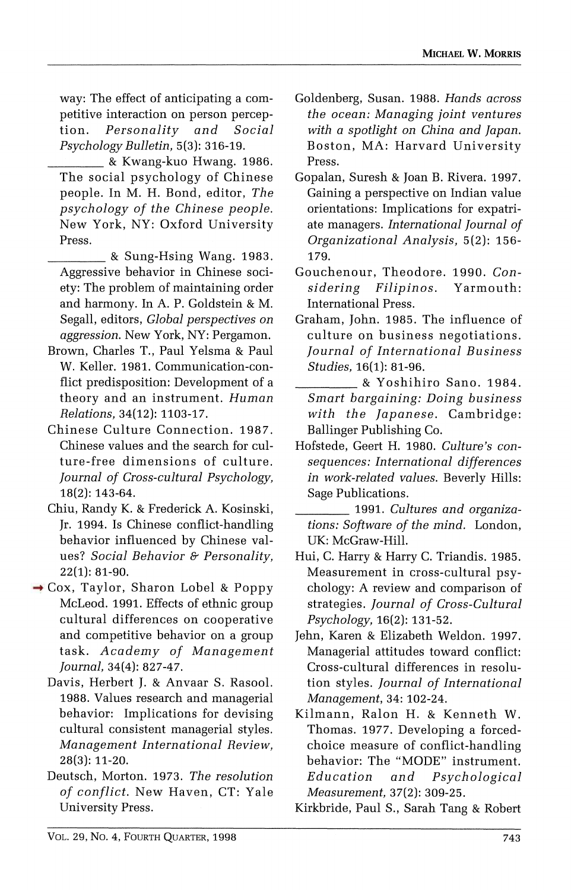way: The effect of anticipating a competitive interaction on person perception. *Personality and Social Psychology Bulletin,* 5(3): 316-19.

________ & Kwang-kuo Hwang. 1986. The social psychology of Chinese people. In M. H. Bond, editor, *The psychology of the Chinese people.* New York, NY: Oxford University Press.

________ & Sung-Hsing Wang. 1983. Aggressive behavior in Chinese society: The problem of maintaining order and harmony. In A. P. Goldstein & M. Segall, editors, *Global perspectives on aggression.* New York, NY: Pergamon.

Brown, Charles T., Paul Yelsma & Paul W. Keller. 1981. Communication-conflict predisposition: Development of a theory and an instrument. *Human Relations,* 34(12): 1103-17.

Chinese Culture Connection. 1987. Chinese values and the search for culture-free dimensions of culture. *Journal of Cross-cultural Psychology,* 18(2): 143-64.

Chiu, Randy K. & Frederick A. Kosinski, Jr. 1994. Is Chinese conflict-handling behavior influenced by Chinese values? *Social Behavior & Personality,* 22(1): 81-90.

Cox, Taylor, Sharon Lobel & Poppy McLeod. 1991. Effects of ethnic group cultural differences on cooperative and competitive behavior on a group task. *Academy of Management Journal,* 34(4): 827-47.

Davis, Herbert J. & Anvaar S. Rasool. 1988. Values research and managerial behavior: Implications for devising cultural consistent managerial styles. *Management International Review,* 28(3): 11-20.

Deutsch, Morton. 1973. *The resolution of conflict.* New Haven, CT: Yale University Press.

Goldenberg, Susan. 1988. *Hands across the ocean: Managing joint ventures with a spotlight on China and Japan.* Boston, MA: Harvard University Press.

Gopalan, Suresh & Joan B. Rivera. 1997. Gaining a perspective on Indian value orientations: Implications for expatriate managers. *International Journal of Organizational Analysis,* 5(2): 156-179.

Gouchenour, Theodore. 1990. *Considering Filipinos.* Yarmouth: International Press.

Graham, John. 1985. The influence of culture on business negotiations. *Journal of International Business Studies,* 16(1): 81-96.

________ & Yoshihiro Sano. 1984. *Smart bargaining: Doing business with the Japanese.* Cambridge: Ballinger Publishing Co.

Hofstede, Geert H. 1980. *Culture's consequences: International differences in work-related values.* Beverly Hills: Sage Publications.

________ 1991. *Cultures and organizations: Software of the mind.* London, UK: McGraw-Hill.

Hui, C. Harry & Harry C. Triandis. 1985. Measurement in cross-cultural psychology: A review and comparison of strategies. *Journal of Cross-Cultural Psychology,* 16(2): 131-52.

Jehn, Karen & Elizabeth Weldon. 1997. Managerial attitudes toward conflict: Cross-cultural differences in resolution styles. *Journal of International Management,* 34: 102-24.

Kilmann, Ralon H. & Kenneth W. Thomas. 1977. Developing a forced-choice measure of conflict-handling behavior: The "MODE" instrument. *Education and Psychological Measurement,* 37(2): 309-25.

Kirkbride, Paul S., Sarah Tang & Robert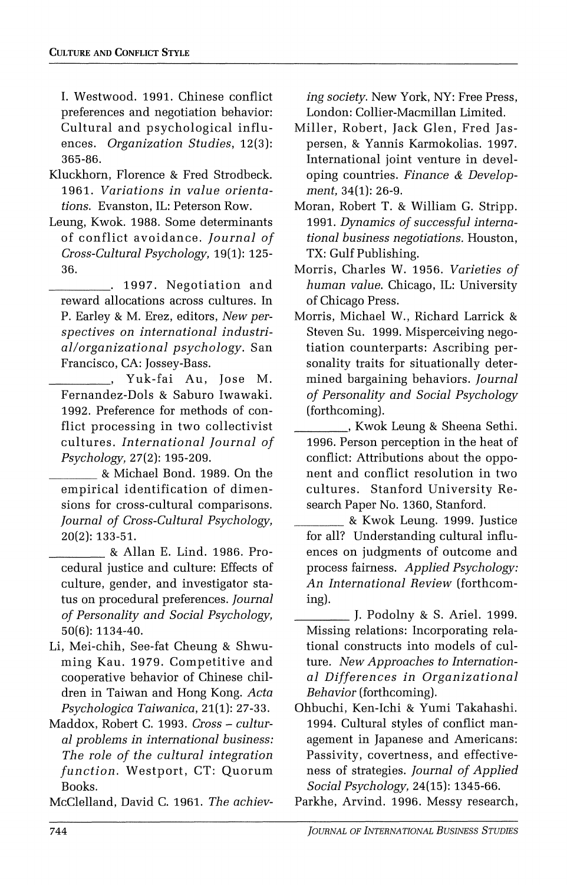I. Westwood. 1991. Chinese conflict preferences and negotiation behavior: Cultural and psychological influences. *Organization Studies*, 12(3): 365-86.

Kluckhorn, Florence & Fred Strodbeck. 1961. *Variations in value orientations.* Evanston, IL: Peterson Row.

Leung, Kwok. 1988. Some determinants of conflict avoidance. *Journal of Cross-Cultural Psychology*, 19(1): 125-36.

_________. 1997. Negotiation and reward allocations across cultures. In P. Earley & M. Erez, editors, *New perspectives on international industrial/organizational psychology*. San Francisco, CA: Jossey-Bass.

_________, Yuk-fai Au, Jose M. Fernandez-Dols & Saburo Iwawaki. 1992. Preference for methods of conflict processing in two collectivist cultures. *International Journal of Psychology*, 27(2): 195-209.

_________ & Michael Bond. 1989. On the empirical identification of dimensions for cross-cultural comparisons. *Journal of Cross-Cultural Psychology*, 20(2): 133-51.

_________ & Allan E. Lind. 1986. Procedural justice and culture: Effects of culture, gender, and investigator status on procedural preferences. *Journal of Personality and Social Psychology*, 50(6): 1134-40.

Li, Mei-chih, See-fat Cheung & Shwu-ming Kau. 1979. Competitive and cooperative behavior of Chinese children in Taiwan and Hong Kong. *Acta Psychologica Taiwanica*, 21(1): 27-33.

Maddox, Robert C. 1993. *Cross – cultural problems in international business: The role of the cultural integration function.* Westport, CT: Quorum Books.

McClelland, David C. 1961. *The achieving society*. New York, NY: Free Press, London: Collier-Macmillan Limited.

Miller, Robert, Jack Glen, Fred Jaspersen, & Yannis Karmokolias. 1997. International joint venture in developing countries. *Finance & Development*, 34(1): 26-9.

Moran, Robert T. & William G. Stripp. 1991. *Dynamics of successful international business negotiations.* Houston, TX: Gulf Publishing.

Morris, Charles W. 1956. *Varieties of human value.* Chicago, IL: University of Chicago Press.

Morris, Michael W., Richard Larrick & Steven Su. 1999. Misperceiving negotiation counterparts: Ascribing personality traits for situationally determined bargaining behaviors. *Journal of Personality and Social Psychology* (forthcoming).

_________, Kwok Leung & Sheena Sethi. 1996. Person perception in the heat of conflict: Attributions about the opponent and conflict resolution in two cultures. Stanford University Research Paper No. 1360, Stanford.

_________ & Kwok Leung. 1999. Justice for all? Understanding cultural influences on judgments of outcome and process fairness. *Applied Psychology: An International Review* (forthcoming).

_________ J. Podolny & S. Ariel. 1999. Missing relations: Incorporating relational constructs into models of culture. *New Approaches to International Differences in Organizational Behavior* (forthcoming).

Ohbuchi, Ken-Ichi & Yumi Takahashi. 1994. Cultural styles of conflict management in Japanese and Americans: Passivity, covertness, and effectiveness of strategies. *Journal of Applied Social Psychology*, 24(15): 1345-66.

Parkhe, Arvind. 1996. Messy research,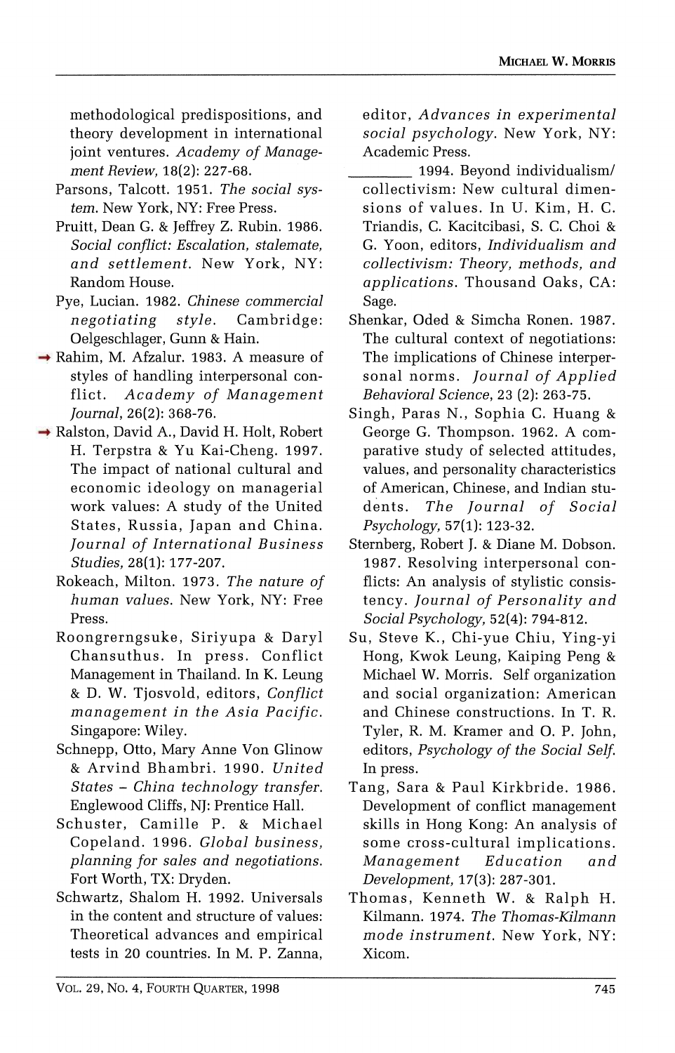methodological predispositions, and theory development in international joint ventures. *Academy of Management Review*, 18(2): 227-68.

Parsons, Talcott. 1951. *The social system*. New York, NY: Free Press.

Pruitt, Dean G. & Jeffrey Z. Rubin. 1986. *Social conflict: Escalation, stalemate, and settlement*. New York, NY: Random House.

Pye, Lucian. 1982. *Chinese commercial negotiating style*. Cambridge: Oelgeschlager, Gunn & Hain.

→ Rahim, M. Afzalur. 1983. A measure of styles of handling interpersonal conflict. *Academy of Management Journal*, 26(2): 368-76.

→ Ralston, David A., David H. Holt, Robert H. Terpstra & Yu Kai-Cheng. 1997. The impact of national cultural and economic ideology on managerial work values: A study of the United States, Russia, Japan and China. *Journal of International Business Studies*, 28(1): 177-207.

Rokeach, Milton. 1973. *The nature of human values*. New York, NY: Free Press.

Roongrerngsuke, Siriyupa & Daryl Chansuthus. In press. Conflict Management in Thailand. In K. Leung & D. W. Tjosvold, editors, *Conflict management in the Asia Pacific*. Singapore: Wiley.

Schnepp, Otto, Mary Anne Von Glinow & Arvind Bhambri. 1990. *United States – China technology transfer*. Englewood Cliffs, NJ: Prentice Hall.

Schuster, Camille P. & Michael Copeland. 1996. *Global business, planning for sales and negotiations*. Fort Worth, TX: Dryden.

Schwartz, Shalom H. 1992. Universals in the content and structure of values: Theoretical advances and empirical tests in 20 countries. In M. P. Zanna, editor, *Advances in experimental social psychology*. New York, NY: Academic Press.

________ 1994. Beyond individualism/collectivism: New cultural dimensions of values. In U. Kim, H. C. Triandis, C. Kacitcibasi, S. C. Choi & G. Yoon, editors, *Individualism and collectivism: Theory, methods, and applications*. Thousand Oaks, CA: Sage.

Shenkar, Oded & Simcha Ronen. 1987. The cultural context of negotiations: The implications of Chinese interpersonal norms. *Journal of Applied Behavioral Science*, 23 (2): 263-75.

Singh, Paras N., Sophia C. Huang & George G. Thompson. 1962. A comparative study of selected attitudes, values, and personality characteristics of American, Chinese, and Indian students. *The Journal of Social Psychology*, 57(1): 123-32.

Sternberg, Robert J. & Diane M. Dobson. 1987. Resolving interpersonal conflicts: An analysis of stylistic consistency. *Journal of Personality and Social Psychology*, 52(4): 794-812.

Su, Steve K., Chi-yue Chiu, Ying-yi Hong, Kwok Leung, Kaiping Peng & Michael W. Morris. Self organization and social organization: American and Chinese constructions. In T. R. Tyler, R. M. Kramer and O. P. John, editors, *Psychology of the Social Self*. In press.

Tang, Sara & Paul Kirkbride. 1986. Development of conflict management skills in Hong Kong: An analysis of some cross-cultural implications. *Management Education and Development*, 17(3): 287-301.

Thomas, Kenneth W. & Ralph H. Kilmann. 1974. *The Thomas-Kilmann mode instrument*. New York, NY: Xicom.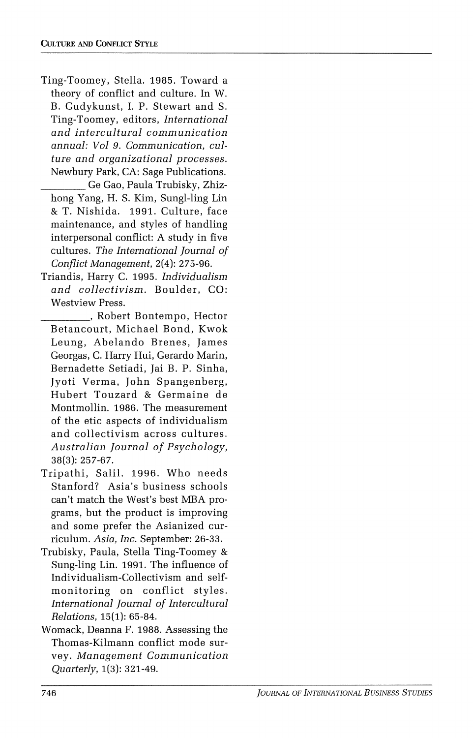Ting-Toomey, Stella. 1985. Toward a theory of conflict and culture. In W. B. Gudykunst, I. P. Stewart and S. Ting-Toomey, editors, *International and intercultural communication annual: Vol 9. Communication, culture and organizational processes*. Newbury Park, CA: Sage Publications.

________ Ge Gao, Paula Trubisky, Zhizhong Yang, H. S. Kim, Sungl-ling Lin & T. Nishida. 1991. Culture, face maintenance, and styles of handling interpersonal conflict: A study in five cultures. *The International Journal of Conflict Management*, 2(4): 275-96.

Triandis, Harry C. 1995. *Individualism and collectivism*. Boulder, CO: Westview Press.

________, Robert Bontempo, Hector Betancourt, Michael Bond, Kwok Leung, Abelando Brenes, James Georgas, C. Harry Hui, Gerardo Marin, Bernadette Setiadi, Jai B. P. Sinha, Jyoti Verma, John Spangenberg, Hubert Touzard & Germaine de Montmollin. 1986. The measurement of the etic aspects of individualism and collectivism across cultures. *Australian Journal of Psychology*, 38(3): 257-67.

Tripathi, Salil. 1996. Who needs Stanford? Asia's business schools can't match the West's best MBA programs, but the product is improving and some prefer the Asianized curriculum. *Asia, Inc.* September: 26-33.

Trubisky, Paula, Stella Ting-Toomey & Sung-ling Lin. 1991. The influence of Individualism-Collectivism and self-monitoring on conflict styles. *International Journal of Intercultural Relations*, 15(1): 65-84.

Womack, Deanna F. 1988. Assessing the Thomas-Kilmann conflict mode survey. *Management Communication Quarterly*, 1(3): 321-49.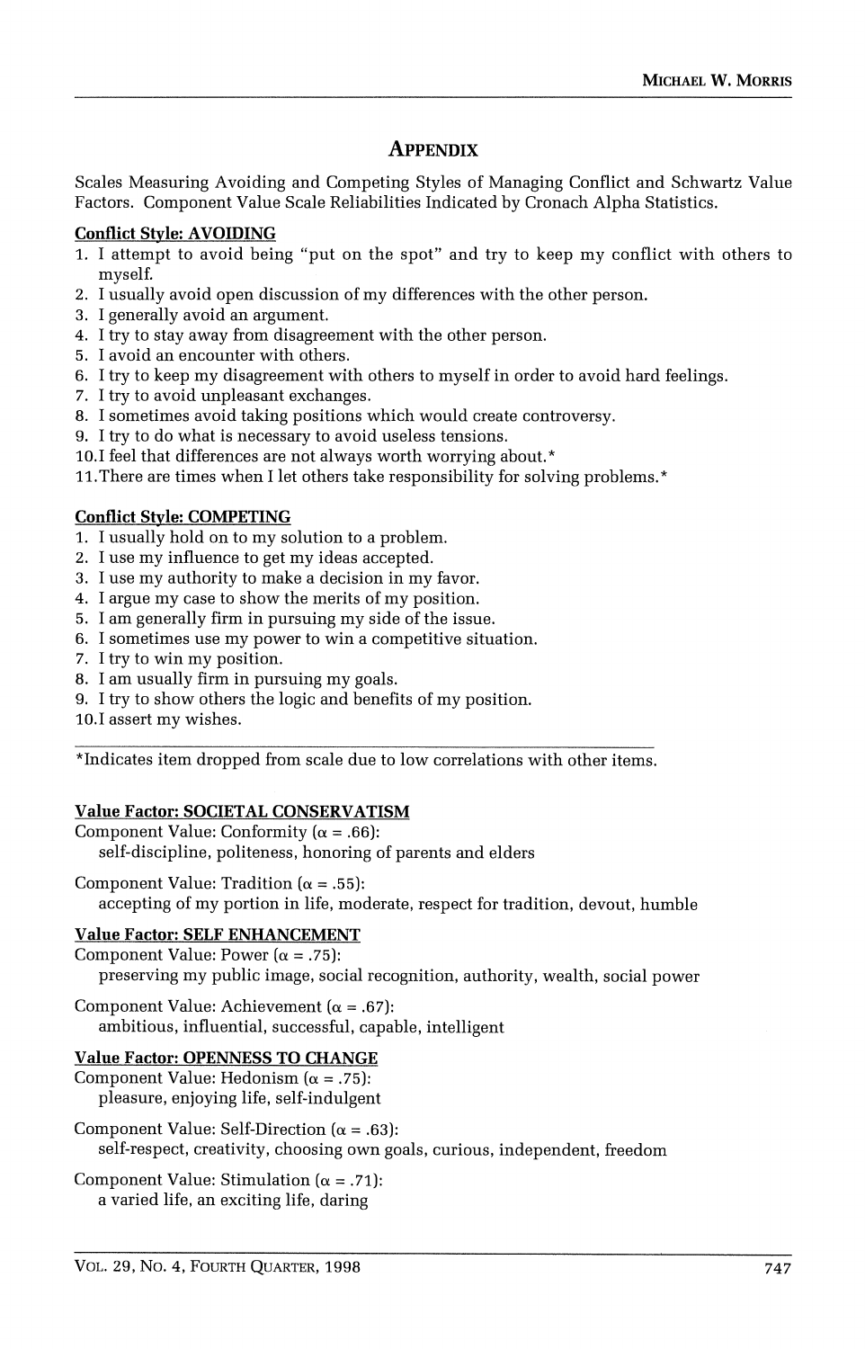## APPENDIX

Scales Measuring Avoiding and Competing Styles of Managing Conflict and Schwartz Value Factors. Component Value Scale Reliabilities Indicated by Cronach Alpha Statistics.

**Conflict Style: AVOIDING**

1. I attempt to avoid being "put on the spot" and try to keep my conflict with others to myself.
2. I usually avoid open discussion of my differences with the other person.
3. I generally avoid an argument.
4. I try to stay away from disagreement with the other person.
5. I avoid an encounter with others.
6. I try to keep my disagreement with others to myself in order to avoid hard feelings.
7. I try to avoid unpleasant exchanges.
8. I sometimes avoid taking positions which would create controversy.
9. I try to do what is necessary to avoid useless tensions.
10. I feel that differences are not always worth worrying about.*
11. There are times when I let others take responsibility for solving problems.*

**Conflict Style: COMPETING**

1. I usually hold on to my solution to a problem.
2. I use my influence to get my ideas accepted.
3. I use my authority to make a decision in my favor.
4. I argue my case to show the merits of my position.
5. I am generally firm in pursuing my side of the issue.
6. I sometimes use my power to win a competitive situation.
7. I try to win my position.
8. I am usually firm in pursuing my goals.
9. I try to show others the logic and benefits of my position.
10. I assert my wishes.

*Indicates item dropped from scale due to low correlations with other items.

**Value Factor: SOCIETAL CONSERVATISM**

Component Value: Conformity ($\alpha = .66$):
self-discipline, politeness, honoring of parents and elders

Component Value: Tradition ($\alpha = .55$):
accepting of my portion in life, moderate, respect for tradition, devout, humble

**Value Factor: SELF ENHANCEMENT**

Component Value: Power ($\alpha = .75$):
preserving my public image, social recognition, authority, wealth, social power

Component Value: Achievement ($\alpha = .67$):
ambitious, influential, successful, capable, intelligent

**Value Factor: OPENNESS TO CHANGE**

Component Value: Hedonism ($\alpha = .75$):
pleasure, enjoying life, self-indulgent

Component Value: Self-Direction ($\alpha = .63$):
self-respect, creativity, choosing own goals, curious, independent, freedom

Component Value: Stimulation ($\alpha = .71$):
a varied life, an exciting life, daring